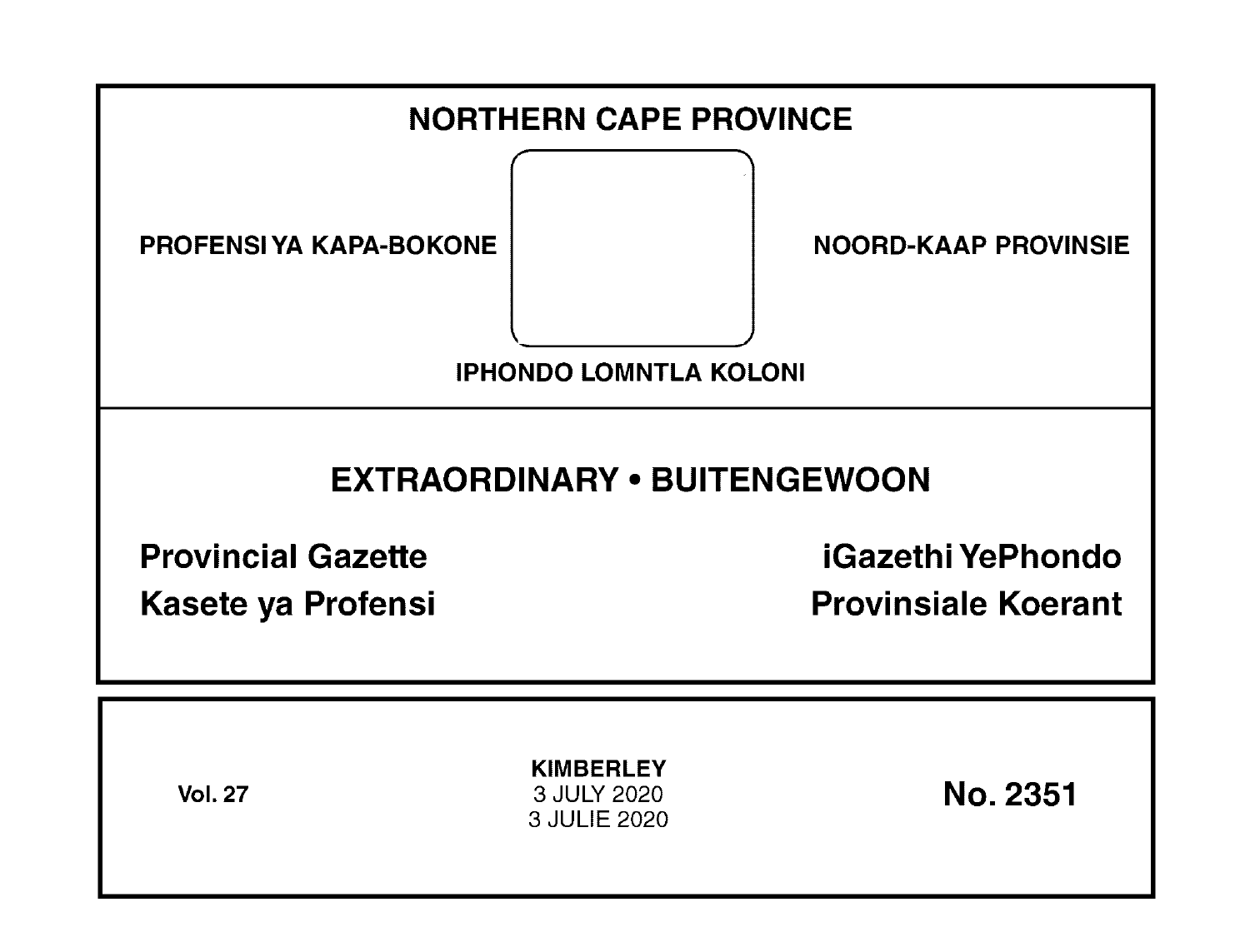# NORTHERN CAPE PROVINCE

PROFENSI YA KAPA-BOKONE

NOORD-KAAP PROVINSIE

IPHONDO LOMNTLA KOLONI

## EXTRAORDINARY • BUITENGEWOON

**Provincial Gazette**

**Kasete ya Profensi**

**iGazethi YePhondo**

**Provinsiale Koerant**

**Vol. 27**

**KIMBERLEY**
3 JULY 2020
3 JULIE 2020

**No. 2351**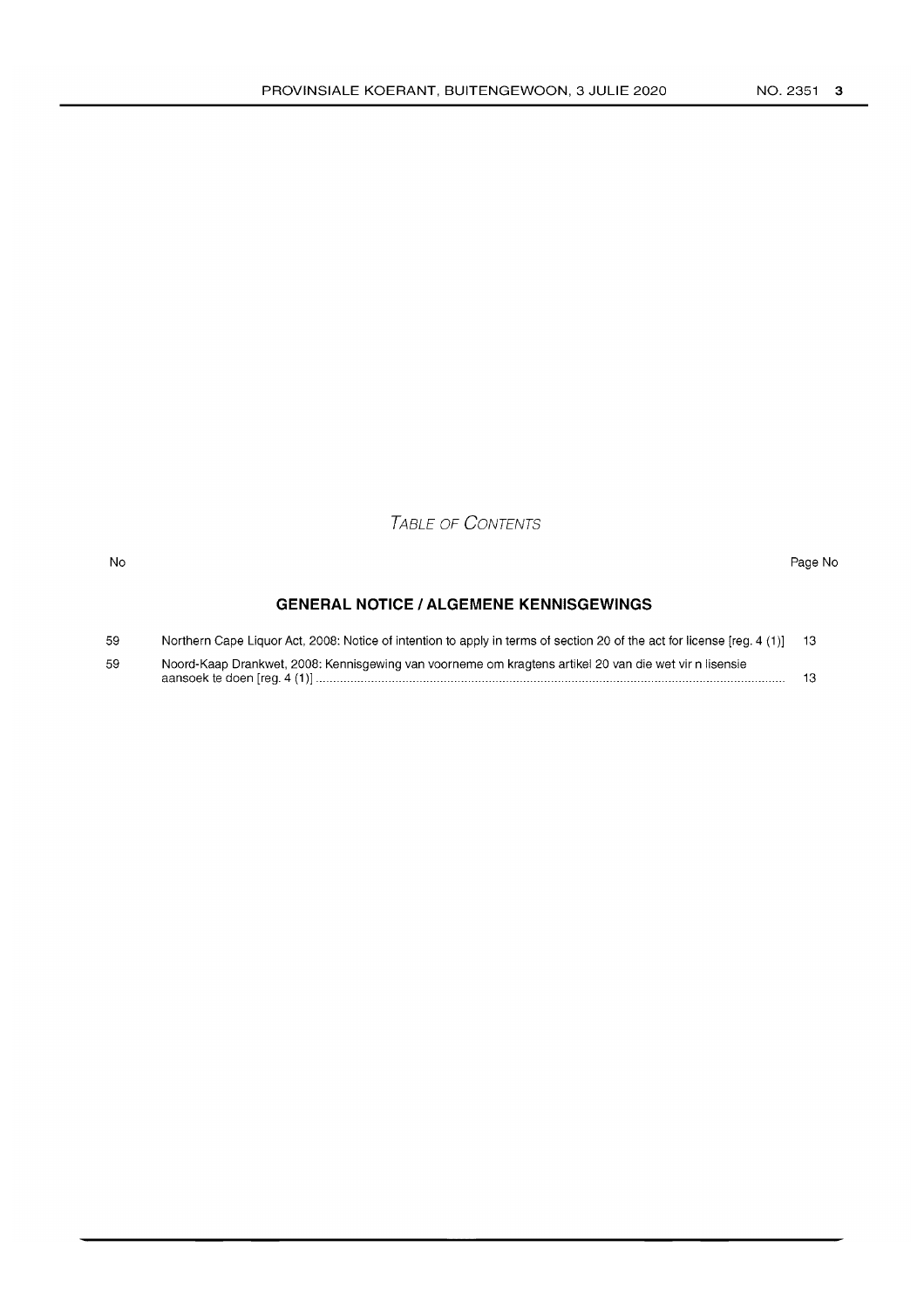*Table of Contents*

| No | | Page No |
|---|---|---|
| | **GENERAL NOTICE / ALGEMENE KENNISGEWINGS** | |
| 59 | Northern Cape Liquor Act, 2008: Notice of intention to apply in terms of section 20 of the act for license [reg. 4 (1)] | 13 |
| 59 | Noord-Kaap Drankwet, 2008: Kennisgewing van voorneme om kragtens artikel 20 van die wet vir n lisensie aansoek te doen [reg. 4 (1)] | 13 |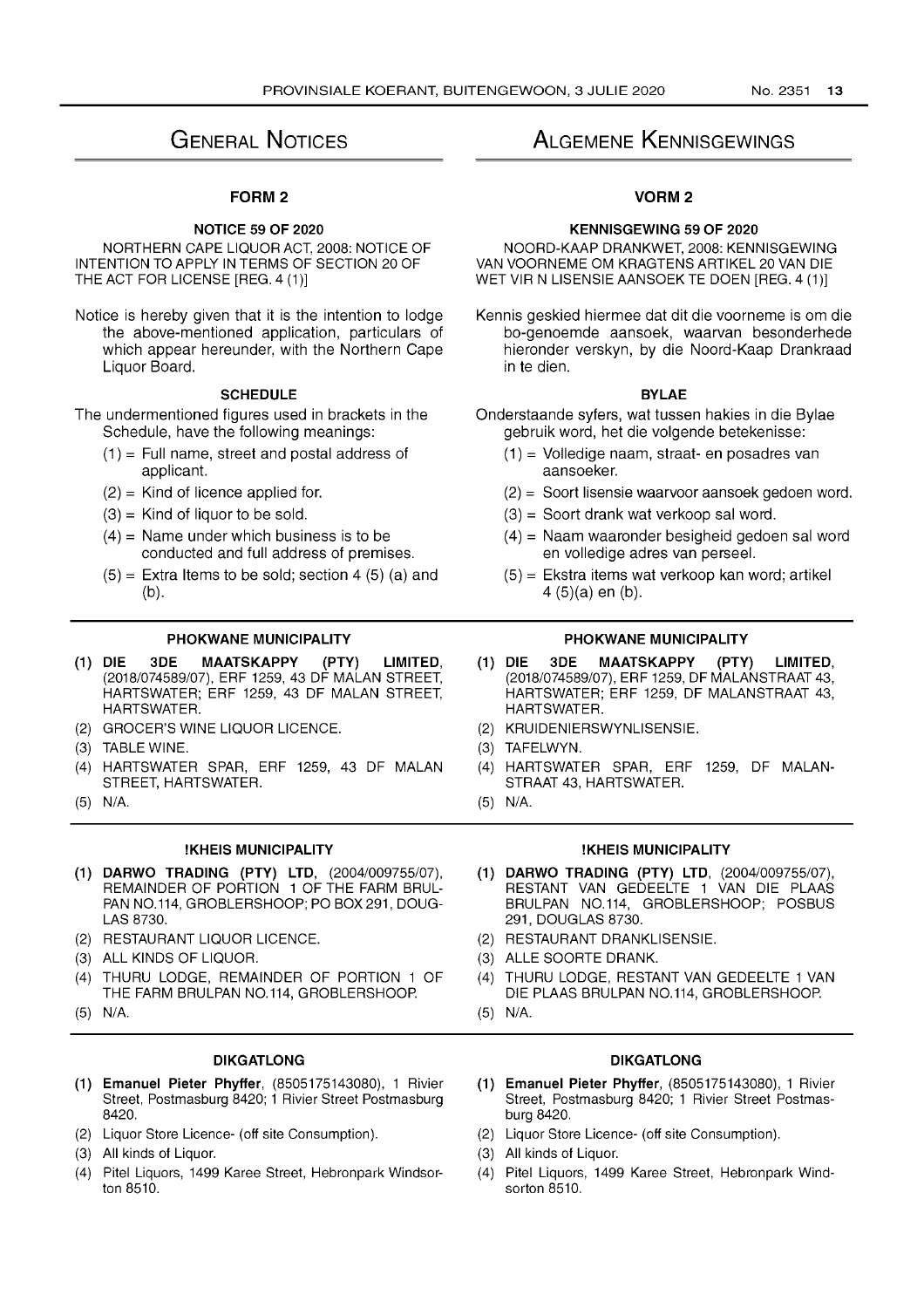# General Notices

## FORM 2

### NOTICE 59 OF 2020

NORTHERN CAPE LIQUOR ACT, 2008: NOTICE OF INTENTION TO APPLY IN TERMS OF SECTION 20 OF THE ACT FOR LICENSE [REG. 4 (1)]

Notice is hereby given that it is the intention to lodge the above-mentioned application, particulars of which appear hereunder, with the Northern Cape Liquor Board.

### SCHEDULE

The undermentioned figures used in brackets in the Schedule, have the following meanings:

(1) = Full name, street and postal address of applicant.

(2) = Kind of licence applied for.

(3) = Kind of liquor to be sold.

(4) = Name under which business is to be conducted and full address of premises.

(5) = Extra Items to be sold; section 4 (5) (a) and (b).

#### PHOKWANE MUNICIPALITY

(1) **DIE 3DE MAATSKAPPY (PTY) LIMITED**, (2018/074589/07), ERF 1259, 43 DF MALAN STREET, HARTSWATER; ERF 1259, 43 DF MALAN STREET, HARTSWATER.

(2) GROCER'S WINE LIQUOR LICENCE.

(3) TABLE WINE.

(4) HARTSWATER SPAR, ERF 1259, 43 DF MALAN STREET, HARTSWATER.

(5) N/A.

#### !KHEIS MUNICIPALITY

(1) **DARWO TRADING (PTY) LTD**, (2004/009755/07), REMAINDER OF PORTION 1 OF THE FARM BRULPAN NO.114, GROBLERSHOOP; PO BOX 291, DOUGLAS 8730.

(2) RESTAURANT LIQUOR LICENCE.

(3) ALL KINDS OF LIQUOR.

(4) THURU LODGE, REMAINDER OF PORTION 1 OF THE FARM BRULPAN NO.114, GROBLERSHOOP.

(5) N/A.

#### DIKGATLONG

(1) **Emanuel Pieter Phyffer**, (8505175143080), 1 Rivier Street, Postmasburg 8420; 1 Rivier Street Postmasburg 8420.

(2) Liquor Store Licence- (off site Consumption).

(3) All kinds of Liquor.

(4) Pitel Liquors, 1499 Karee Street, Hebronpark Windsorton 8510.

# Algemene Kennisgewings

## VORM 2

### KENNISGEWING 59 OF 2020

NOORD-KAAP DRANKWET, 2008: KENNISGEWING VAN VOORNEME OM KRAGTENS ARTIKEL 20 VAN DIE WET VIR N LISENSIE AANSOEK TE DOEN [REG. 4 (1)]

Kennis geskied hiermee dat dit die voorneme is om die bo-genoemde aansoek, waarvan besonderhede hieronder verskyn, by die Noord-Kaap Drankraad in te dien.

### BYLAE

Onderstaande syfers, wat tussen hakies in die Bylae gebruik word, het die volgende betekenisse:

(1) = Volledige naam, straat- en posadres van aansoeker.

(2) = Soort lisensie waarvoor aansoek gedoen word.

(3) = Soort drank wat verkoop sal word.

(4) = Naam waaronder besigheid gedoen sal word en volledige adres van perseel.

(5) = Ekstra items wat verkoop kan word; artikel 4 (5)(a) en (b).

#### PHOKWANE MUNICIPALITY

(1) **DIE 3DE MAATSKAPPY (PTY) LIMITED**, (2018/074589/07), ERF 1259, DF MALANSTRAAT 43, HARTSWATER; ERF 1259, DF MALANSTRAAT 43, HARTSWATER.

(2) KRUIDENIERSWYNLISENSIE.

(3) TAFELWYN.

(4) HARTSWATER SPAR, ERF 1259, DF MALANSTRAAT 43, HARTSWATER.

(5) N/A.

#### !KHEIS MUNICIPALITY

(1) **DARWO TRADING (PTY) LTD**, (2004/009755/07), RESTANT VAN GEDEELTE 1 VAN DIE PLAAS BRULPAN NO.114, GROBLERSHOOP; POSBUS 291, DOUGLAS 8730.

(2) RESTAURANT DRANKLISENSIE.

(3) ALLE SOORTE DRANK.

(4) THURU LODGE, RESTANT VAN GEDEELTE 1 VAN DIE PLAAS BRULPAN NO.114, GROBLERSHOOP.

(5) N/A.

#### DIKGATLONG

(1) **Emanuel Pieter Phyffer**, (8505175143080), 1 Rivier Street, Postmasburg 8420; 1 Rivier Street Postmasburg 8420.

(2) Liquor Store Licence- (off site Consumption).

(3) All kinds of Liquor.

(4) Pitel Liquors, 1499 Karee Street, Hebronpark Windsorton 8510.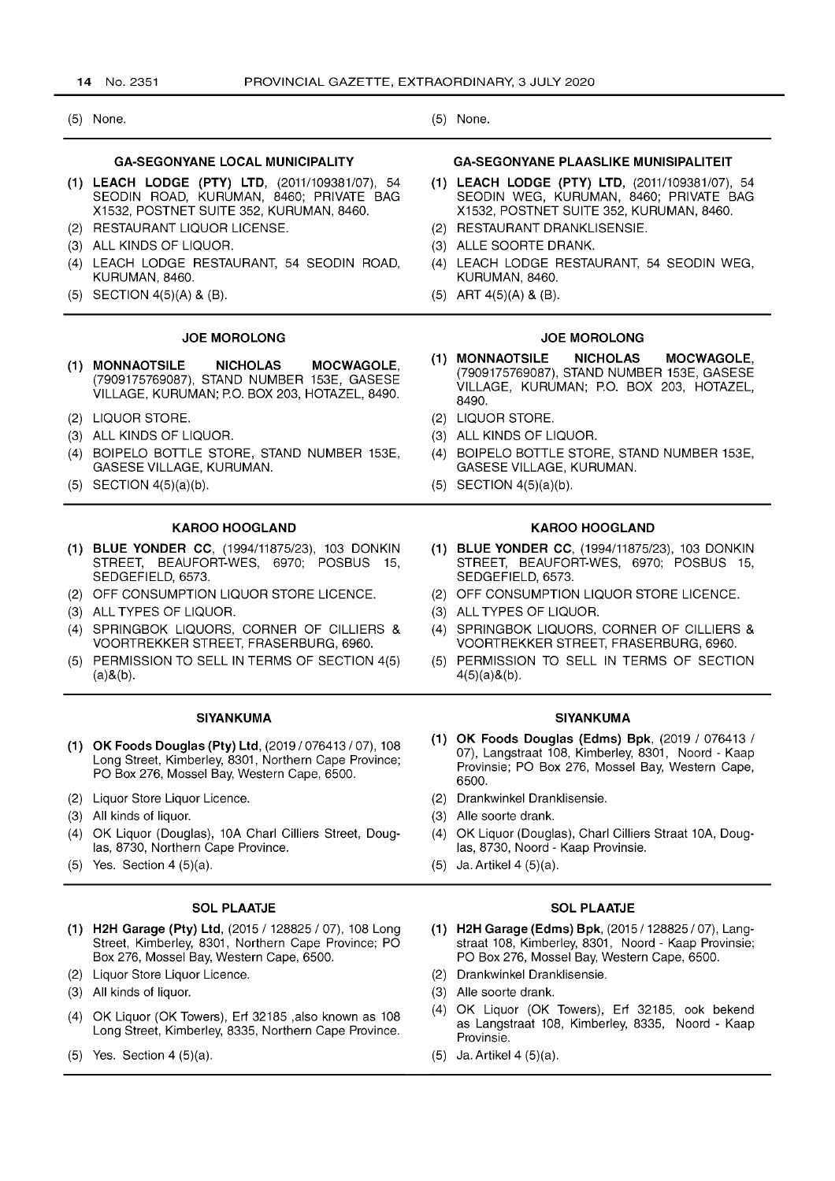(5) None.

### GA-SEGONYANE LOCAL MUNICIPALITY

(1) **LEACH LODGE (PTY) LTD**, (2011/109381/07), 54 SEODIN ROAD, KURUMAN, 8460; PRIVATE BAG X1532, POSTNET SUITE 352, KURUMAN, 8460.
(2) RESTAURANT LIQUOR LICENSE.
(3) ALL KINDS OF LIQUOR.
(4) LEACH LODGE RESTAURANT, 54 SEODIN ROAD, KURUMAN, 8460.
(5) SECTION 4(5)(A) & (B).

### JOE MOROLONG

(1) **MONNAOTSILE NICHOLAS MOCWAGOLE**, (7909175769087), STAND NUMBER 153E, GASESE VILLAGE, KURUMAN; P.O. BOX 203, HOTAZEL, 8490.
(2) LIQUOR STORE.
(3) ALL KINDS OF LIQUOR.
(4) BOIPELO BOTTLE STORE, STAND NUMBER 153E, GASESE VILLAGE, KURUMAN.
(5) SECTION 4(5)(a)(b).

### KAROO HOOGLAND

(1) **BLUE YONDER CC**, (1994/11875/23), 103 DONKIN STREET, BEAUFORT-WES, 6970; POSBUS 15, SEDGEFIELD, 6573.
(2) OFF CONSUMPTION LIQUOR STORE LICENCE.
(3) ALL TYPES OF LIQUOR.
(4) SPRINGBOK LIQUORS, CORNER OF CILLIERS & VOORTREKKER STREET, FRASERBURG, 6960.
(5) PERMISSION TO SELL IN TERMS OF SECTION 4(5)(a)&(b).

### SIYANKUMA

(1) **OK Foods Douglas (Pty) Ltd**, (2019 / 076413 / 07), 108 Long Street, Kimberley, 8301, Northern Cape Province; PO Box 276, Mossel Bay, Western Cape, 6500.
(2) Liquor Store Liquor Licence.
(3) All kinds of liquor.
(4) OK Liquor (Douglas), 10A Charl Cilliers Street, Douglas, 8730, Northern Cape Province.
(5) Yes. Section 4 (5)(a).

### SOL PLAATJE

(1) **H2H Garage (Pty) Ltd**, (2015 / 128825 / 07), 108 Long Street, Kimberley, 8301, Northern Cape Province; PO Box 276, Mossel Bay, Western Cape, 6500.
(2) Liquor Store Liquor Licence.
(3) All kinds of liquor.
(4) OK Liquor (OK Towers), Erf 32185 ,also known as 108 Long Street, Kimberley, 8335, Northern Cape Province.
(5) Yes. Section 4 (5)(a).

---

(5) None.

### GA-SEGONYANE PLAASLIKE MUNISIPALITEIT

(1) **LEACH LODGE (PTY) LTD**, (2011/109381/07), 54 SEODIN WEG, KURUMAN, 8460; PRIVATE BAG X1532, POSTNET SUITE 352, KURUMAN, 8460.
(2) RESTAURANT DRANKLISENSIE.
(3) ALLE SOORTE DRANK.
(4) LEACH LODGE RESTAURANT, 54 SEODIN WEG, KURUMAN, 8460.
(5) ART 4(5)(A) & (B).

### JOE MOROLONG

(1) **MONNAOTSILE NICHOLAS MOCWAGOLE**, (7909175769087), STAND NUMBER 153E, GASESE VILLAGE, KURUMAN; P.O. BOX 203, HOTAZEL, 8490.
(2) LIQUOR STORE.
(3) ALL KINDS OF LIQUOR.
(4) BOIPELO BOTTLE STORE, STAND NUMBER 153E, GASESE VILLAGE, KURUMAN.
(5) SECTION 4(5)(a)(b).

### KAROO HOOGLAND

(1) **BLUE YONDER CC**, (1994/11875/23), 103 DONKIN STREET, BEAUFORT-WES, 6970; POSBUS 15, SEDGEFIELD, 6573.
(2) OFF CONSUMPTION LIQUOR STORE LICENCE.
(3) ALL TYPES OF LIQUOR.
(4) SPRINGBOK LIQUORS, CORNER OF CILLIERS & VOORTREKKER STREET, FRASERBURG, 6960.
(5) PERMISSION TO SELL IN TERMS OF SECTION 4(5)(a)&(b).

### SIYANKUMA

(1) **OK Foods Douglas (Edms) Bpk**, (2019 / 076413 / 07), Langstraat 108, Kimberley, 8301, Noord - Kaap Provinsie; PO Box 276, Mossel Bay, Western Cape, 6500.
(2) Drankwinkel Dranklisensie.
(3) Alle soorte drank.
(4) OK Liquor (Douglas), Charl Cilliers Straat 10A, Douglas, 8730, Noord - Kaap Provinsie.
(5) Ja. Artikel 4 (5)(a).

### SOL PLAATJE

(1) **H2H Garage (Edms) Bpk**, (2015 / 128825 / 07), Langstraat 108, Kimberley, 8301, Noord - Kaap Provinsie; PO Box 276, Mossel Bay, Western Cape, 6500.
(2) Drankwinkel Dranklisensie.
(3) Alle soorte drank.
(4) OK Liquor (OK Towers), Erf 32185, ook bekend as Langstraat 108, Kimberley, 8335, Noord - Kaap Provinsie.
(5) Ja. Artikel 4 (5)(a).